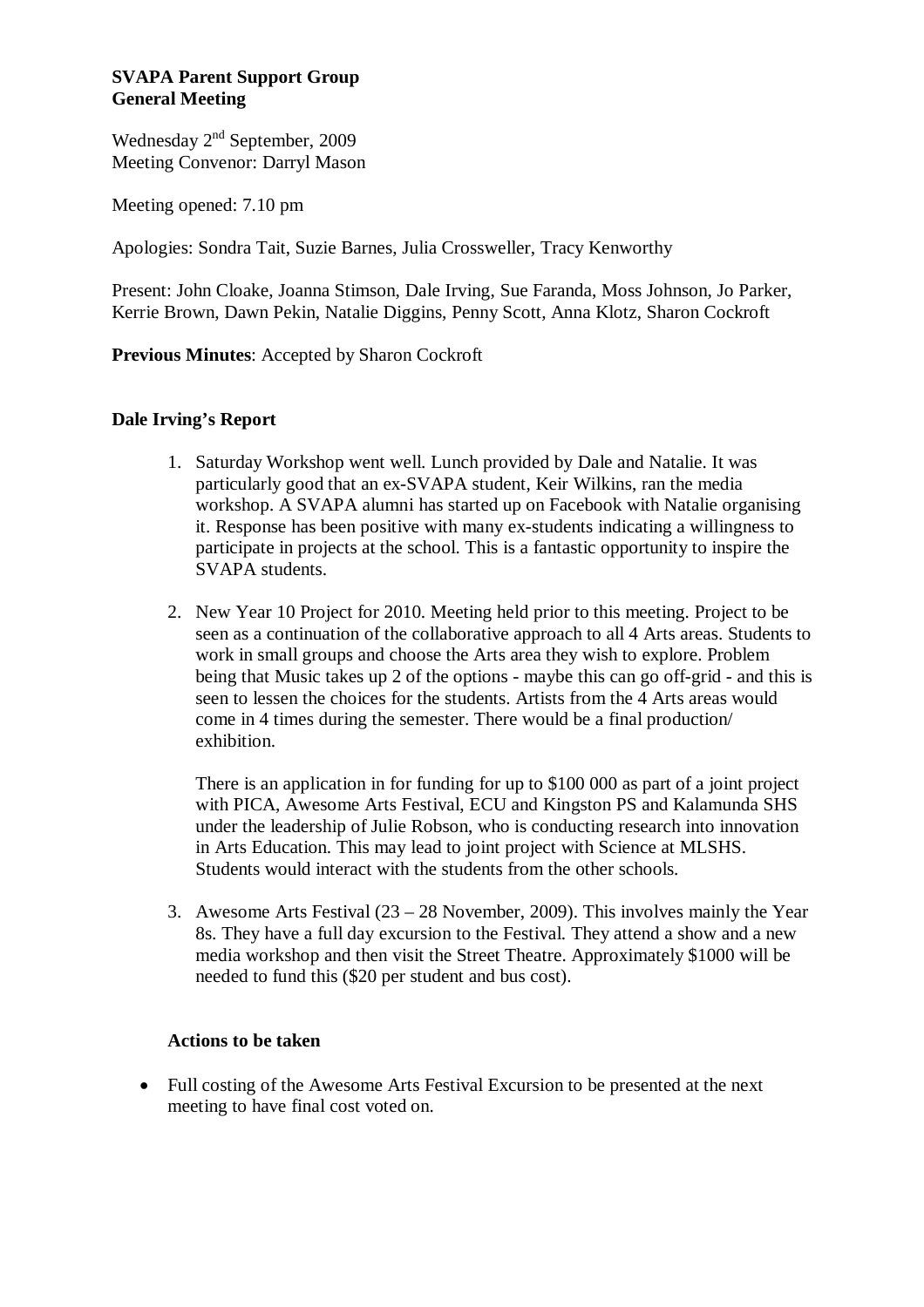**SVAPA Parent Support Group**
**General Meeting**

Wednesday 2nd September, 2009
Meeting Convenor: Darryl Mason

Meeting opened: 7.10 pm

Apologies: Sondra Tait, Suzie Barnes, Julia Crossweller, Tracy Kenworthy

Present: John Cloake, Joanna Stimson, Dale Irving, Sue Faranda, Moss Johnson, Jo Parker, Kerrie Brown, Dawn Pekin, Natalie Diggins, Penny Scott, Anna Klotz, Sharon Cockroft

**Previous Minutes**: Accepted by Sharon Cockroft

## Dale Irving's Report

1. Saturday Workshop went well. Lunch provided by Dale and Natalie. It was particularly good that an ex-SVAPA student, Keir Wilkins, ran the media workshop. A SVAPA alumni has started up on Facebook with Natalie organising it. Response has been positive with many ex-students indicating a willingness to participate in projects at the school. This is a fantastic opportunity to inspire the SVAPA students.

2. New Year 10 Project for 2010. Meeting held prior to this meeting. Project to be seen as a continuation of the collaborative approach to all 4 Arts areas. Students to work in small groups and choose the Arts area they wish to explore. Problem being that Music takes up 2 of the options - maybe this can go off-grid - and this is seen to lessen the choices for the students. Artists from the 4 Arts areas would come in 4 times during the semester. There would be a final production/ exhibition.

   There is an application in for funding for up to $100 000 as part of a joint project with PICA, Awesome Arts Festival, ECU and Kingston PS and Kalamunda SHS under the leadership of Julie Robson, who is conducting research into innovation in Arts Education. This may lead to joint project with Science at MLSHS. Students would interact with the students from the other schools.

3. Awesome Arts Festival (23 – 28 November, 2009). This involves mainly the Year 8s. They have a full day excursion to the Festival. They attend a show and a new media workshop and then visit the Street Theatre. Approximately $1000 will be needed to fund this ($20 per student and bus cost).

### Actions to be taken

- Full costing of the Awesome Arts Festival Excursion to be presented at the next meeting to have final cost voted on.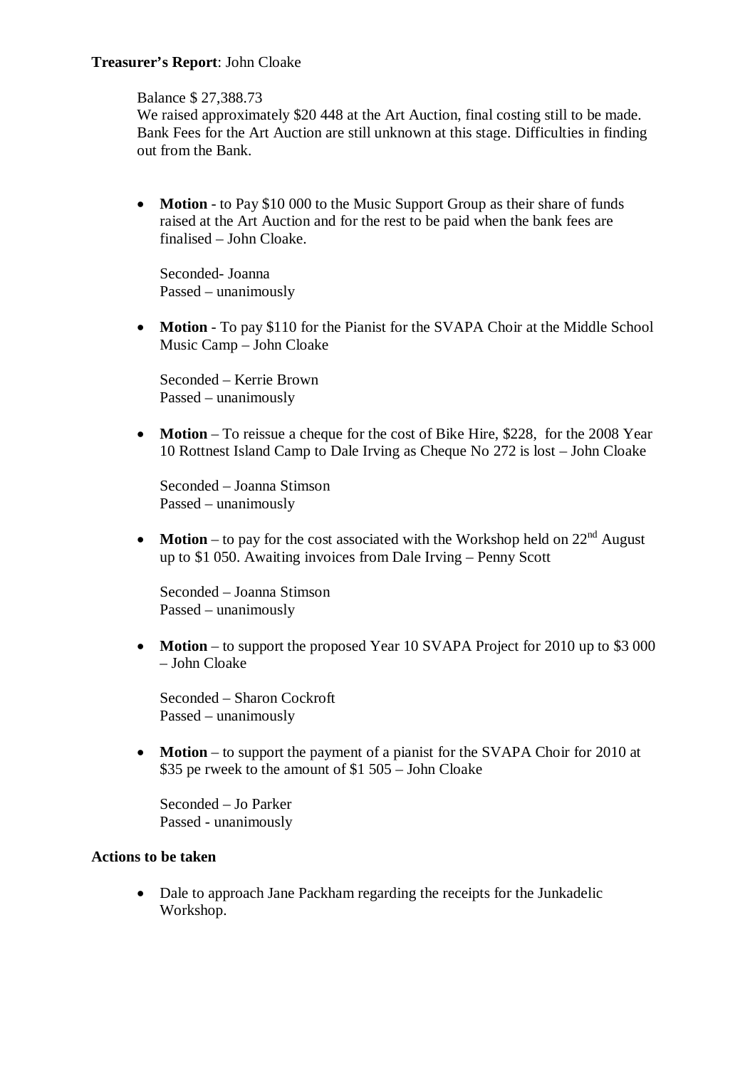**Treasurer's Report**: John Cloake

Balance $ 27,388.73
We raised approximately $20 448 at the Art Auction, final costing still to be made. Bank Fees for the Art Auction are still unknown at this stage. Difficulties in finding out from the Bank.

- **Motion** - to Pay $10 000 to the Music Support Group as their share of funds raised at the Art Auction and for the rest to be paid when the bank fees are finalised – John Cloake.

  Seconded- Joanna
  Passed – unanimously

- **Motion** - To pay $110 for the Pianist for the SVAPA Choir at the Middle School Music Camp – John Cloake

  Seconded – Kerrie Brown
  Passed – unanimously

- **Motion** – To reissue a cheque for the cost of Bike Hire, $228, for the 2008 Year 10 Rottnest Island Camp to Dale Irving as Cheque No 272 is lost – John Cloake

  Seconded – Joanna Stimson
  Passed – unanimously

- **Motion** – to pay for the cost associated with the Workshop held on 22nd August up to $1 050. Awaiting invoices from Dale Irving – Penny Scott

  Seconded – Joanna Stimson
  Passed – unanimously

- **Motion** – to support the proposed Year 10 SVAPA Project for 2010 up to $3 000 – John Cloake

  Seconded – Sharon Cockroft
  Passed – unanimously

- **Motion** – to support the payment of a pianist for the SVAPA Choir for 2010 at $35 pe rweek to the amount of $1 505 – John Cloake

  Seconded – Jo Parker
  Passed - unanimously

**Actions to be taken**

- Dale to approach Jane Packham regarding the receipts for the Junkadelic Workshop.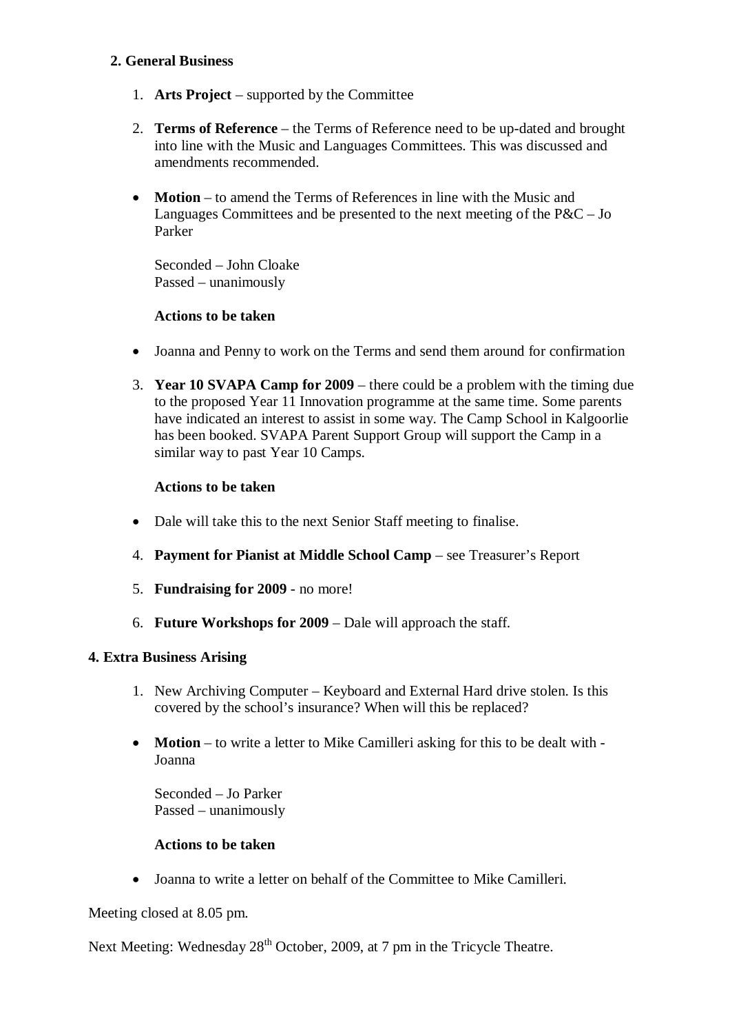## 2. General Business

1. **Arts Project** – supported by the Committee

2. **Terms of Reference** – the Terms of Reference need to be up-dated and brought into line with the Music and Languages Committees. This was discussed and amendments recommended.

- **Motion** – to amend the Terms of References in line with the Music and Languages Committees and be presented to the next meeting of the P&C – Jo Parker

  Seconded – John Cloake
  Passed – unanimously

  **Actions to be taken**

- Joanna and Penny to work on the Terms and send them around for confirmation

3. **Year 10 SVAPA Camp for 2009** – there could be a problem with the timing due to the proposed Year 11 Innovation programme at the same time. Some parents have indicated an interest to assist in some way. The Camp School in Kalgoorlie has been booked. SVAPA Parent Support Group will support the Camp in a similar way to past Year 10 Camps.

   **Actions to be taken**

- Dale will take this to the next Senior Staff meeting to finalise.

4. **Payment for Pianist at Middle School Camp** – see Treasurer's Report

5. **Fundraising for 2009** - no more!

6. **Future Workshops for 2009** – Dale will approach the staff.

## 4. Extra Business Arising

1. New Archiving Computer – Keyboard and External Hard drive stolen. Is this covered by the school's insurance? When will this be replaced?

- **Motion** – to write a letter to Mike Camilleri asking for this to be dealt with - Joanna

  Seconded – Jo Parker
  Passed – unanimously

  **Actions to be taken**

- Joanna to write a letter on behalf of the Committee to Mike Camilleri.

Meeting closed at 8.05 pm.

Next Meeting: Wednesday 28th October, 2009, at 7 pm in the Tricycle Theatre.